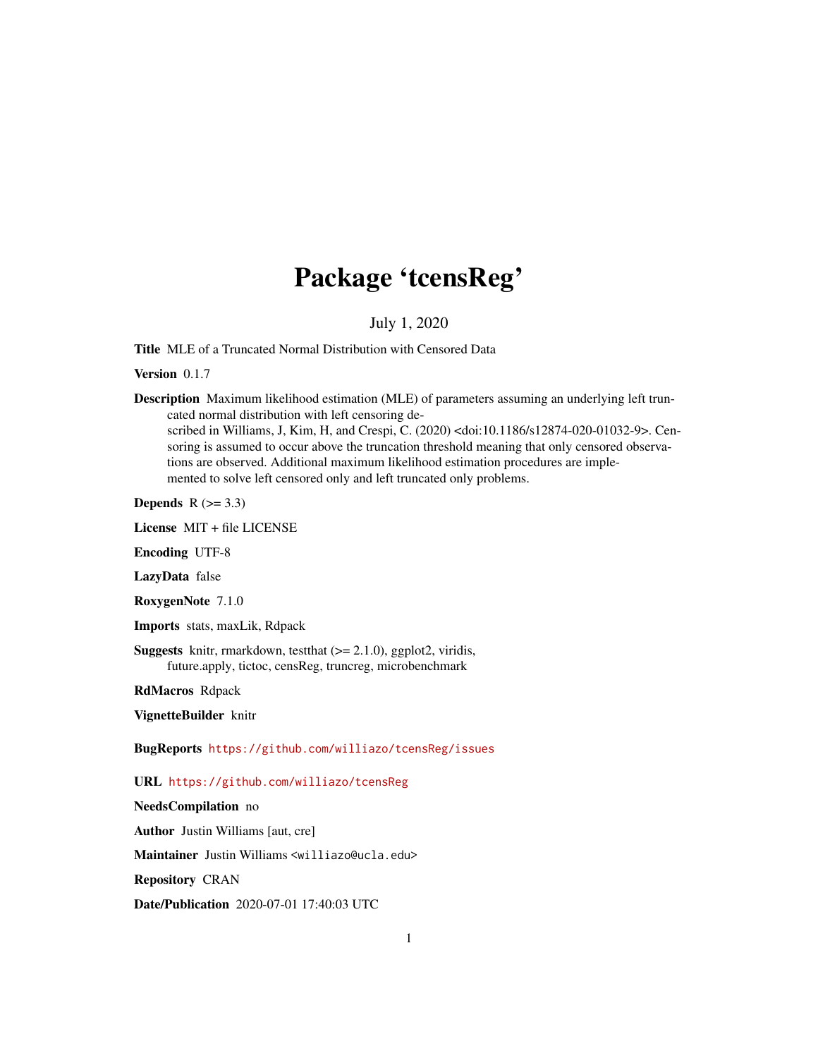# Package 'tcensReg'

July 1, 2020

**Title** MLE of a Truncated Normal Distribution with Censored Data

**Version** 0.1.7

**Description** Maximum likelihood estimation (MLE) of parameters assuming an underlying left truncated normal distribution with left censoring described in Williams, J, Kim, H, and Crespi, C. (2020) <doi:10.1186/s12874-020-01032-9>. Censoring is assumed to occur above the truncation threshold meaning that only censored observations are observed. Additional maximum likelihood estimation procedures are implemented to solve left censored only and left truncated only problems.

**Depends** R (>= 3.3)

**License** MIT + file LICENSE

**Encoding** UTF-8

**LazyData** false

**RoxygenNote** 7.1.0

**Imports** stats, maxLik, Rdpack

**Suggests** knitr, rmarkdown, testthat (>= 2.1.0), ggplot2, viridis, future.apply, tictoc, censReg, truncreg, microbenchmark

**RdMacros** Rdpack

**VignetteBuilder** knitr

**BugReports** https://github.com/williazo/tcensReg/issues

**URL** https://github.com/williazo/tcensReg

**NeedsCompilation** no

**Author** Justin Williams [aut, cre]

**Maintainer** Justin Williams <williazo@ucla.edu>

**Repository** CRAN

**Date/Publication** 2020-07-01 17:40:03 UTC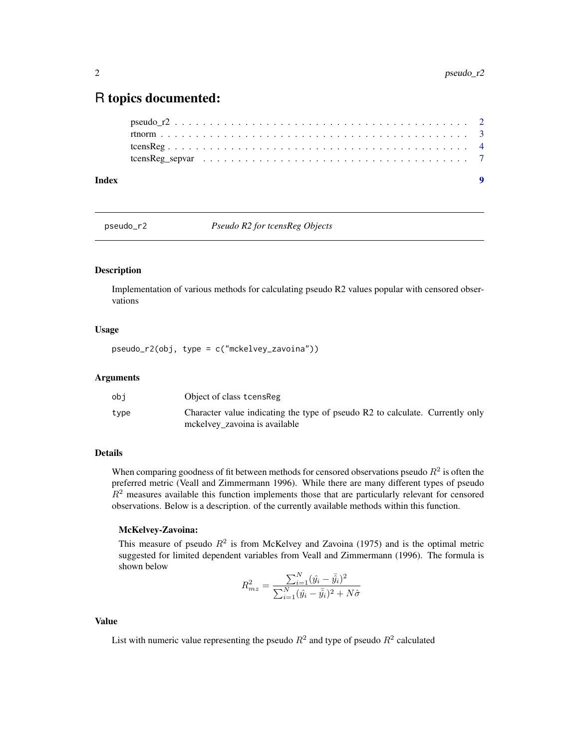# R topics documented:

pseudo_r2 . . . . . . . . . . . . . . . . . . . . . . . . . . . . . . . . . . . . . . . . . . 2
rtnorm . . . . . . . . . . . . . . . . . . . . . . . . . . . . . . . . . . . . . . . . . . . 3
tcensReg . . . . . . . . . . . . . . . . . . . . . . . . . . . . . . . . . . . . . . . . . . 4
tcensReg_sepvar . . . . . . . . . . . . . . . . . . . . . . . . . . . . . . . . . . . . . 7

**Index** **9**

---

`pseudo_r2` *Pseudo R2 for tcensReg Objects*

---

### Description

Implementation of various methods for calculating pseudo R2 values popular with censored observations

### Usage

```
pseudo_r2(obj, type = c("mckelvey_zavoina"))
```

### Arguments

| | |
|---|---|
| `obj` | Object of class `tcensReg` |
| `type` | Character value indicating the type of pseudo R2 to calculate. Currently only mckelvey_zavoina is available |

### Details

When comparing goodness of fit between methods for censored observations pseudo $R^2$ is often the preferred metric (Veall and Zimmermann 1996). While there are many different types of pseudo $R^2$ measures available this function implements those that are particularly relevant for censored observations. Below is a description. of the currently available methods within this function.

**McKelvey-Zavoina:**

This measure of pseudo $R^2$ is from McKelvey and Zavoina (1975) and is the optimal metric suggested for limited dependent variables from Veall and Zimmermann (1996). The formula is shown below

$$R^2_{mz} = \frac{\sum_{i=1}^{N}(\hat{y}_i - \bar{\hat{y}}_i)^2}{\sum_{i=1}^{N}(\hat{y}_i - \bar{\hat{y}}_i)^2 + N\hat{\sigma}}$$

### Value

List with numeric value representing the pseudo $R^2$ and type of pseudo $R^2$ calculated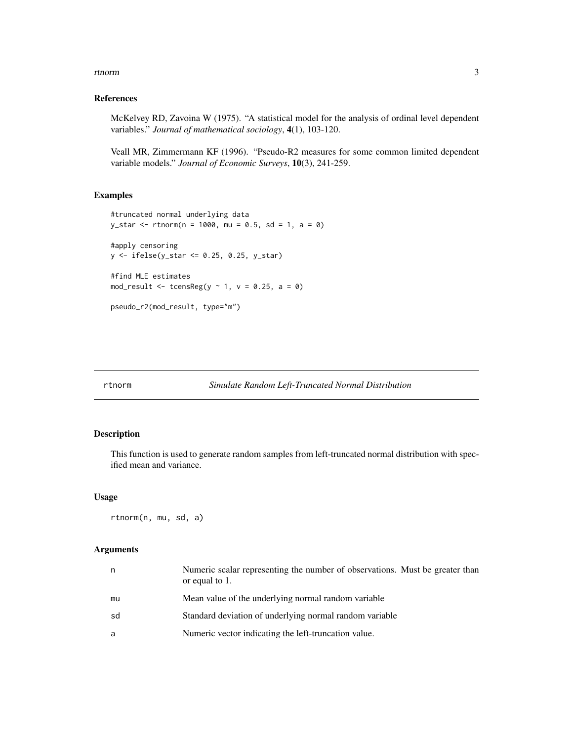### References

McKelvey RD, Zavoina W (1975). "A statistical model for the analysis of ordinal level dependent variables." *Journal of mathematical sociology*, **4**(1), 103-120.

Veall MR, Zimmermann KF (1996). "Pseudo-R2 measures for some common limited dependent variable models." *Journal of Economic Surveys*, **10**(3), 241-259.

### Examples

```
#truncated normal underlying data
y_star <- rtnorm(n = 1000, mu = 0.5, sd = 1, a = 0)

#apply censoring
y <- ifelse(y_star <= 0.25, 0.25, y_star)

#find MLE estimates
mod_result <- tcensReg(y ~ 1, v = 0.25, a = 0)

pseudo_r2(mod_result, type="m")
```

---

## rtnorm — *Simulate Random Left-Truncated Normal Distribution*

### Description

This function is used to generate random samples from left-truncated normal distribution with specified mean and variance.

### Usage

```
rtnorm(n, mu, sd, a)
```

### Arguments

| | |
|---|---|
| n | Numeric scalar representing the number of observations. Must be greater than or equal to 1. |
| mu | Mean value of the underlying normal random variable |
| sd | Standard deviation of underlying normal random variable |
| a | Numeric vector indicating the left-truncation value. |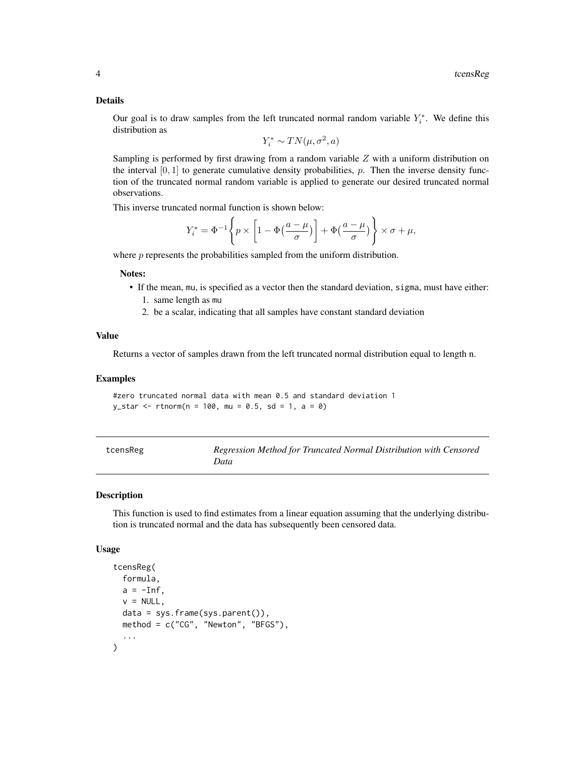### Details

Our goal is to draw samples from the left truncated normal random variable $Y_i^*$. We define this distribution as

$$Y_i^* \sim TN(\mu, \sigma^2, a)$$

Sampling is performed by first drawing from a random variable $Z$ with a uniform distribution on the interval $[0, 1]$ to generate cumulative density probabilities, $p$. Then the inverse density function of the truncated normal random variable is applied to generate our desired truncated normal observations.

This inverse truncated normal function is shown below:

$$Y_i^* = \Phi^{-1}\left\{ p \times \left[ 1 - \Phi\big(\frac{a - \mu}{\sigma}\big) \right] + \Phi\big(\frac{a - \mu}{\sigma}\big) \right\} \times \sigma + \mu,$$

where $p$ represents the probabilities sampled from the uniform distribution.

**Notes:**

- If the mean, mu, is specified as a vector then the standard deviation, sigma, must have either:
  1. same length as mu
  2. be a scalar, indicating that all samples have constant standard deviation

### Value

Returns a vector of samples drawn from the left truncated normal distribution equal to length n.

### Examples

```
#zero truncated normal data with mean 0.5 and standard deviation 1
y_star <- rtnorm(n = 100, mu = 0.5, sd = 1, a = 0)
```

## tcensReg — *Regression Method for Truncated Normal Distribution with Censored Data*

### Description

This function is used to find estimates from a linear equation assuming that the underlying distribution is truncated normal and the data has subsequently been censored data.

### Usage

```
tcensReg(
  formula,
  a = -Inf,
  v = NULL,
  data = sys.frame(sys.parent()),
  method = c("CG", "Newton", "BFGS"),
  ...
)
```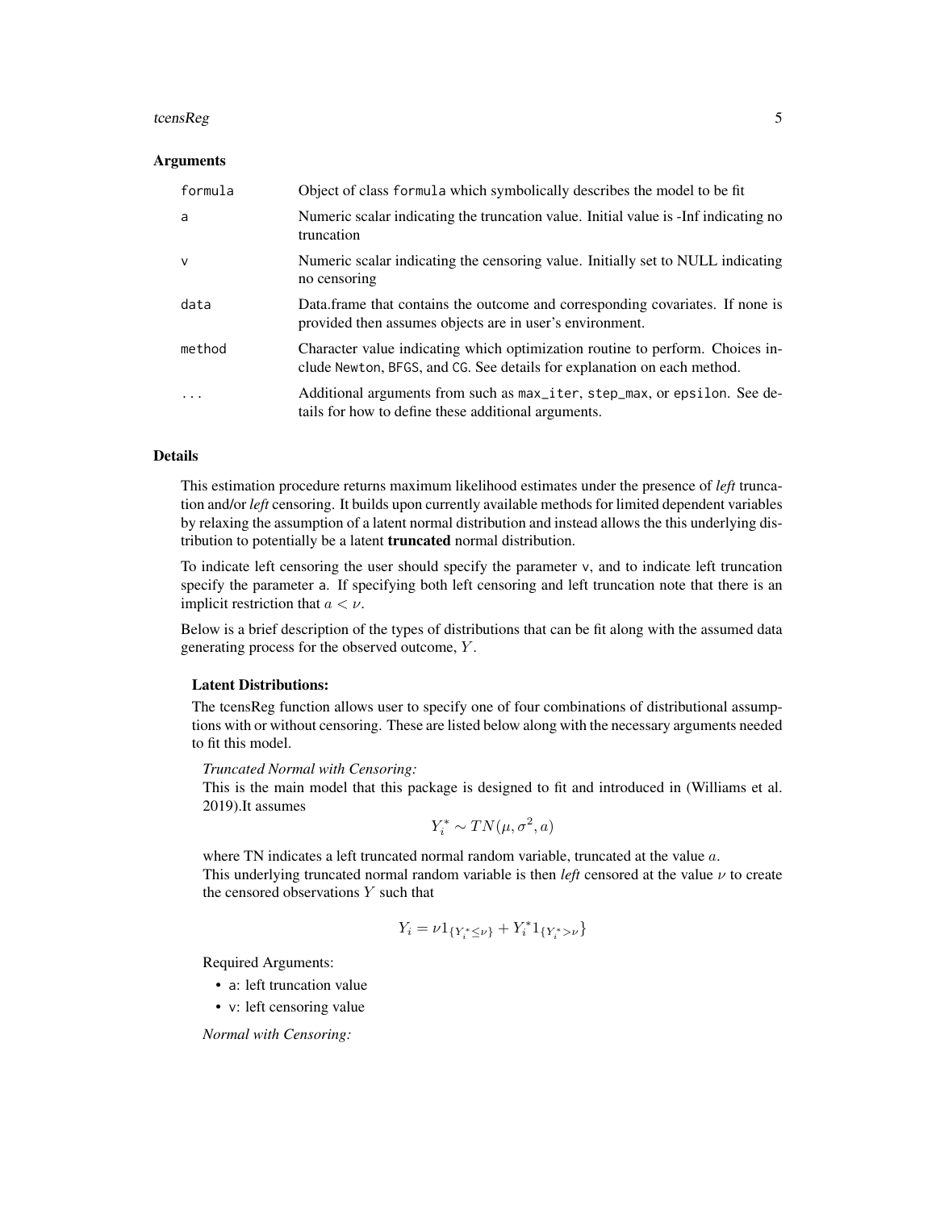## Arguments

| | |
|---|---|
| `formula` | Object of class `formula` which symbolically describes the model to be fit |
| `a` | Numeric scalar indicating the truncation value. Initial value is -Inf indicating no truncation |
| `v` | Numeric scalar indicating the censoring value. Initially set to NULL indicating no censoring |
| `data` | Data.frame that contains the outcome and corresponding covariates. If none is provided then assumes objects are in user's environment. |
| `method` | Character value indicating which optimization routine to perform. Choices include `Newton`, `BFGS`, and `CG`. See details for explanation on each method. |
| `...` | Additional arguments from such as `max_iter`, `step_max`, or `epsilon`. See details for how to define these additional arguments. |

## Details

This estimation procedure returns maximum likelihood estimates under the presence of *left* truncation and/or *left* censoring. It builds upon currently available methods for limited dependent variables by relaxing the assumption of a latent normal distribution and instead allows the this underlying distribution to potentially be a latent **truncated** normal distribution.

To indicate left censoring the user should specify the parameter `v`, and to indicate left truncation specify the parameter `a`. If specifying both left censoring and left truncation note that there is an implicit restriction that $a < \nu$.

Below is a brief description of the types of distributions that can be fit along with the assumed data generating process for the observed outcome, $Y$.

### Latent Distributions:

The tcensReg function allows user to specify one of four combinations of distributional assumptions with or without censoring. These are listed below along with the necessary arguments needed to fit this model.

*Truncated Normal with Censoring:*
This is the main model that this package is designed to fit and introduced in (Williams et al. 2019).It assumes

$$Y_i^* \sim TN(\mu, \sigma^2, a)$$

where TN indicates a left truncated normal random variable, truncated at the value $a$.
This underlying truncated normal random variable is then *left* censored at the value $\nu$ to create the censored observations $Y$ such that

$$Y_i = \nu 1_{\{Y_i^* \leq \nu\}} + Y_i^* 1_{\{Y_i^* > \nu\}}$$

Required Arguments:

- `a`: left truncation value
- `v`: left censoring value

*Normal with Censoring:*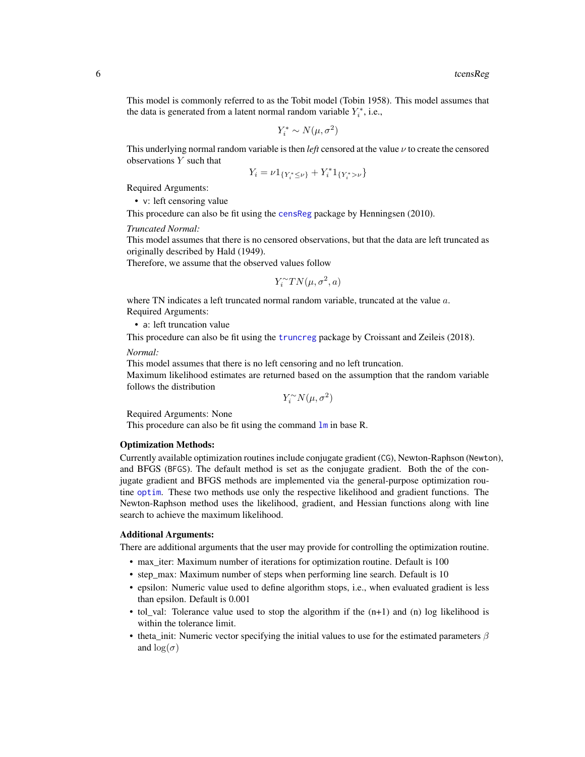This model is commonly referred to as the Tobit model (Tobin 1958). This model assumes that the data is generated from a latent normal random variable $Y_i^*$, i.e.,

$$Y_i^* \sim N(\mu, \sigma^2)$$

This underlying normal random variable is then *left* censored at the value $\nu$ to create the censored observations $Y$ such that

$$Y_i = \nu 1_{\{Y_i^* \leq \nu\}} + Y_i^* 1_{\{Y_i^* > \nu\}}$$

Required Arguments:

- v: left censoring value

This procedure can also be fit using the censReg package by Henningsen (2010).

*Truncated Normal:*
This model assumes that there is no censored observations, but that the data are left truncated as originally described by Hald (1949).
Therefore, we assume that the observed values follow

$$Y_i \tilde{} TN(\mu, \sigma^2, a)$$

where TN indicates a left truncated normal random variable, truncated at the value $a$.
Required Arguments:

- a: left truncation value

This procedure can also be fit using the truncreg package by Croissant and Zeileis (2018).

*Normal:*
This model assumes that there is no left censoring and no left truncation.
Maximum likelihood estimates are returned based on the assumption that the random variable follows the distribution

$$Y_i \tilde{} N(\mu, \sigma^2)$$

Required Arguments: None
This procedure can also be fit using the command lm in base R.

**Optimization Methods:**

Currently available optimization routines include conjugate gradient (CG), Newton-Raphson (Newton), and BFGS (BFGS). The default method is set as the conjugate gradient. Both the of the conjugate gradient and BFGS methods are implemented via the general-purpose optimization routine optim. These two methods use only the respective likelihood and gradient functions. The Newton-Raphson method uses the likelihood, gradient, and Hessian functions along with line search to achieve the maximum likelihood.

**Additional Arguments:**

There are additional arguments that the user may provide for controlling the optimization routine.

- max_iter: Maximum number of iterations for optimization routine. Default is 100
- step_max: Maximum number of steps when performing line search. Default is 10
- epsilon: Numeric value used to define algorithm stops, i.e., when evaluated gradient is less than epsilon. Default is 0.001
- tol_val: Tolerance value used to stop the algorithm if the (n+1) and (n) log likelihood is within the tolerance limit.
- theta_init: Numeric vector specifying the initial values to use for the estimated parameters $\beta$ and $\log(\sigma)$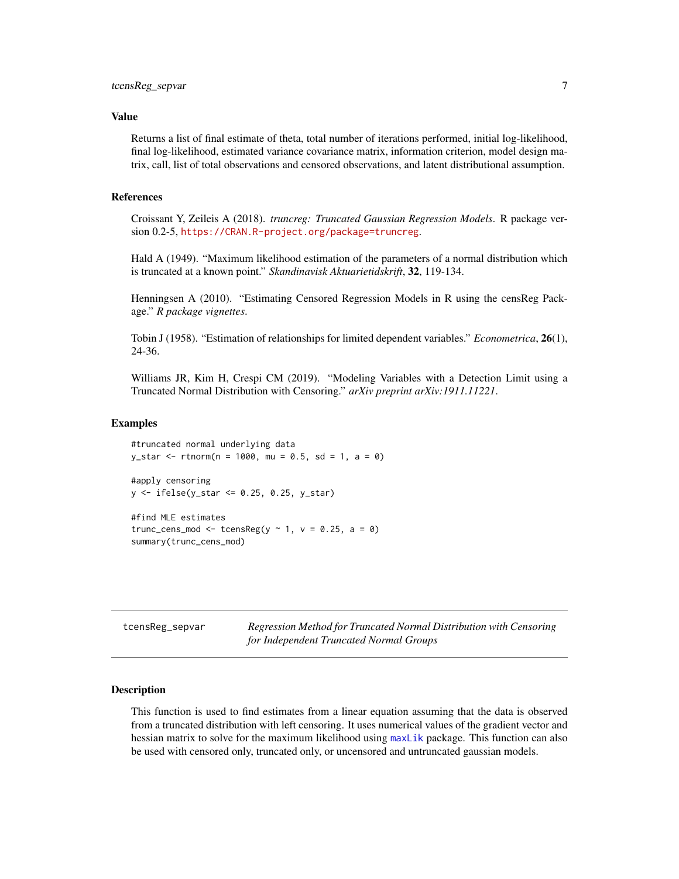## Value

Returns a list of final estimate of theta, total number of iterations performed, initial log-likelihood, final log-likelihood, estimated variance covariance matrix, information criterion, model design matrix, call, list of total observations and censored observations, and latent distributional assumption.

## References

Croissant Y, Zeileis A (2018). *truncreg: Truncated Gaussian Regression Models*. R package version 0.2-5, https://CRAN.R-project.org/package=truncreg.

Hald A (1949). "Maximum likelihood estimation of the parameters of a normal distribution which is truncated at a known point." *Skandinavisk Aktuarietidskrift*, **32**, 119-134.

Henningsen A (2010). "Estimating Censored Regression Models in R using the censReg Package." *R package vignettes*.

Tobin J (1958). "Estimation of relationships for limited dependent variables." *Econometrica*, **26**(1), 24-36.

Williams JR, Kim H, Crespi CM (2019). "Modeling Variables with a Detection Limit using a Truncated Normal Distribution with Censoring." *arXiv preprint arXiv:1911.11221*.

## Examples

```
#truncated normal underlying data
y_star <- rtnorm(n = 1000, mu = 0.5, sd = 1, a = 0)

#apply censoring
y <- ifelse(y_star <= 0.25, 0.25, y_star)

#find MLE estimates
trunc_cens_mod <- tcensReg(y ~ 1, v = 0.25, a = 0)
summary(trunc_cens_mod)
```

---

# tcensReg_sepvar — *Regression Method for Truncated Normal Distribution with Censoring for Independent Truncated Normal Groups*

---

## Description

This function is used to find estimates from a linear equation assuming that the data is observed from a truncated distribution with left censoring. It uses numerical values of the gradient vector and hessian matrix to solve for the maximum likelihood using maxLik package. This function can also be used with censored only, truncated only, or uncensored and untruncated gaussian models.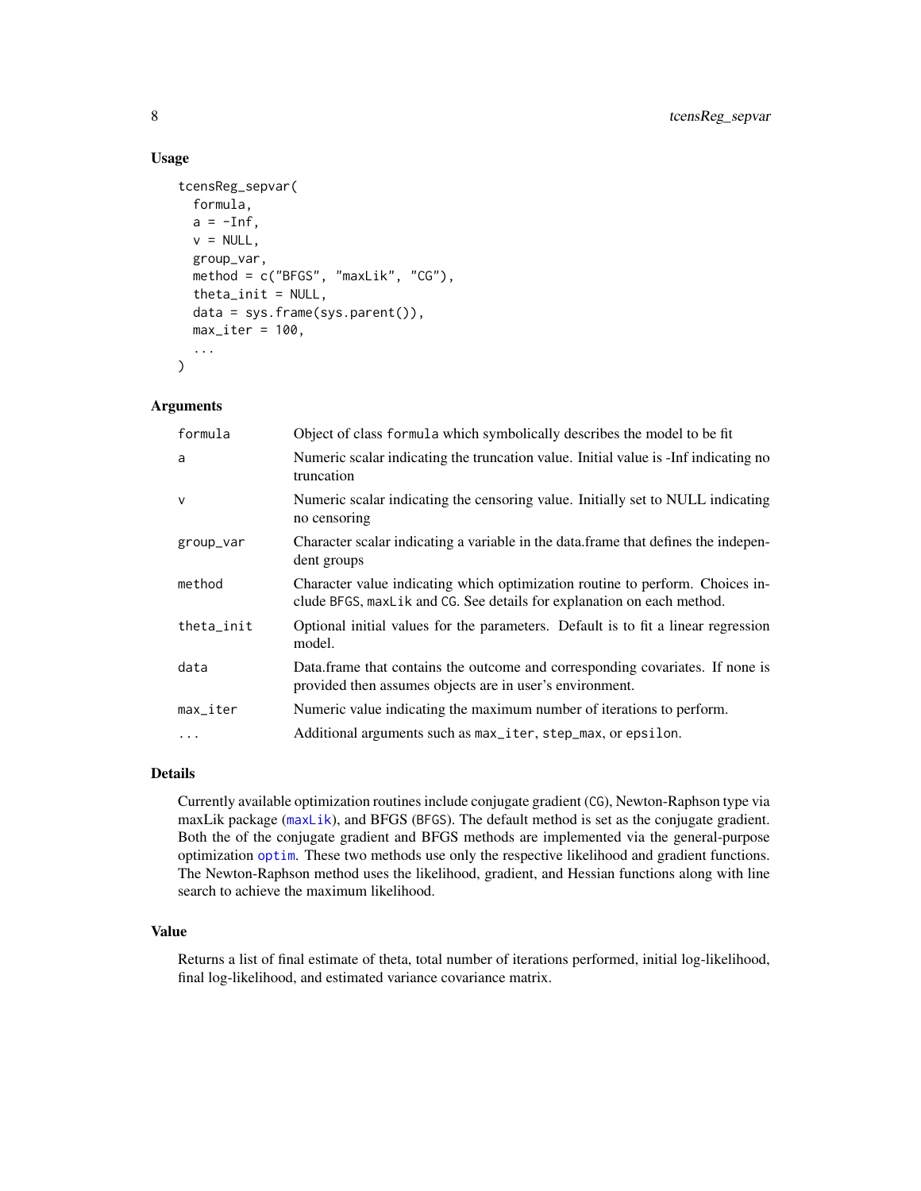### Usage

```
tcensReg_sepvar(
  formula,
  a = -Inf,
  v = NULL,
  group_var,
  method = c("BFGS", "maxLik", "CG"),
  theta_init = NULL,
  data = sys.frame(sys.parent()),
  max_iter = 100,
  ...
)
```

### Arguments

| | |
|---|---|
| `formula` | Object of class `formula` which symbolically describes the model to be fit |
| `a` | Numeric scalar indicating the truncation value. Initial value is -Inf indicating no truncation |
| `v` | Numeric scalar indicating the censoring value. Initially set to NULL indicating no censoring |
| `group_var` | Character scalar indicating a variable in the data.frame that defines the independent groups |
| `method` | Character value indicating which optimization routine to perform. Choices include `BFGS`, `maxLik` and `CG`. See details for explanation on each method. |
| `theta_init` | Optional initial values for the parameters. Default is to fit a linear regression model. |
| `data` | Data.frame that contains the outcome and corresponding covariates. If none is provided then assumes objects are in user's environment. |
| `max_iter` | Numeric value indicating the maximum number of iterations to perform. |
| `...` | Additional arguments such as `max_iter`, `step_max`, or `epsilon`. |

### Details

Currently available optimization routines include conjugate gradient (`CG`), Newton-Raphson type via maxLik package (`maxLik`), and BFGS (`BFGS`). The default method is set as the conjugate gradient. Both the of the conjugate gradient and BFGS methods are implemented via the general-purpose optimization `optim`. These two methods use only the respective likelihood and gradient functions. The Newton-Raphson method uses the likelihood, gradient, and Hessian functions along with line search to achieve the maximum likelihood.

### Value

Returns a list of final estimate of theta, total number of iterations performed, initial log-likelihood, final log-likelihood, and estimated variance covariance matrix.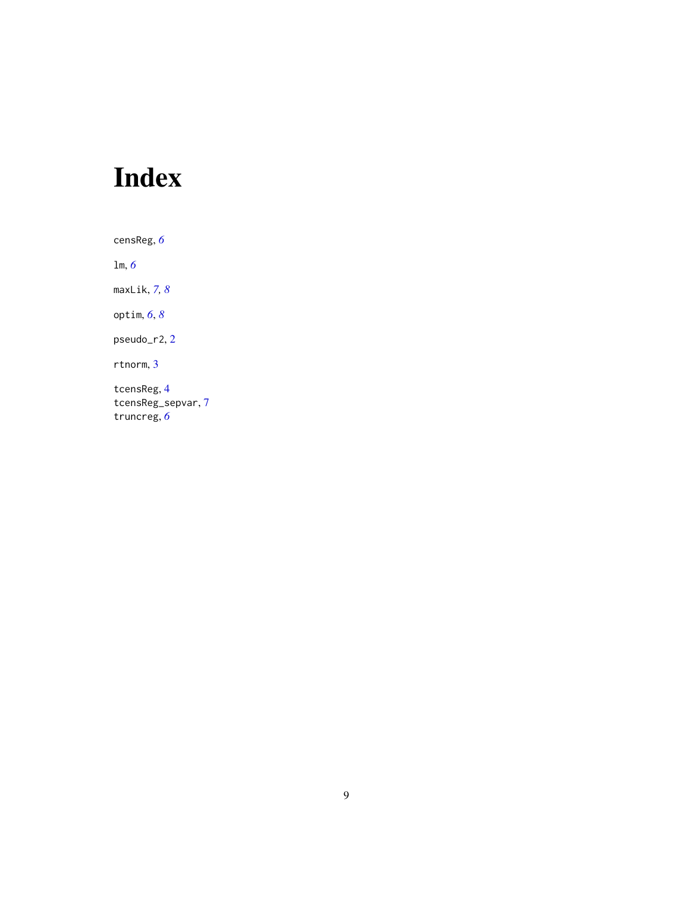# Index

censReg, *6*

lm, *6*

maxLik, *7, 8*

optim, *6*, *8*

pseudo_r2, 2

rtnorm, 3

tcensReg, 4
tcensReg_sepvar, 7
truncreg, *6*